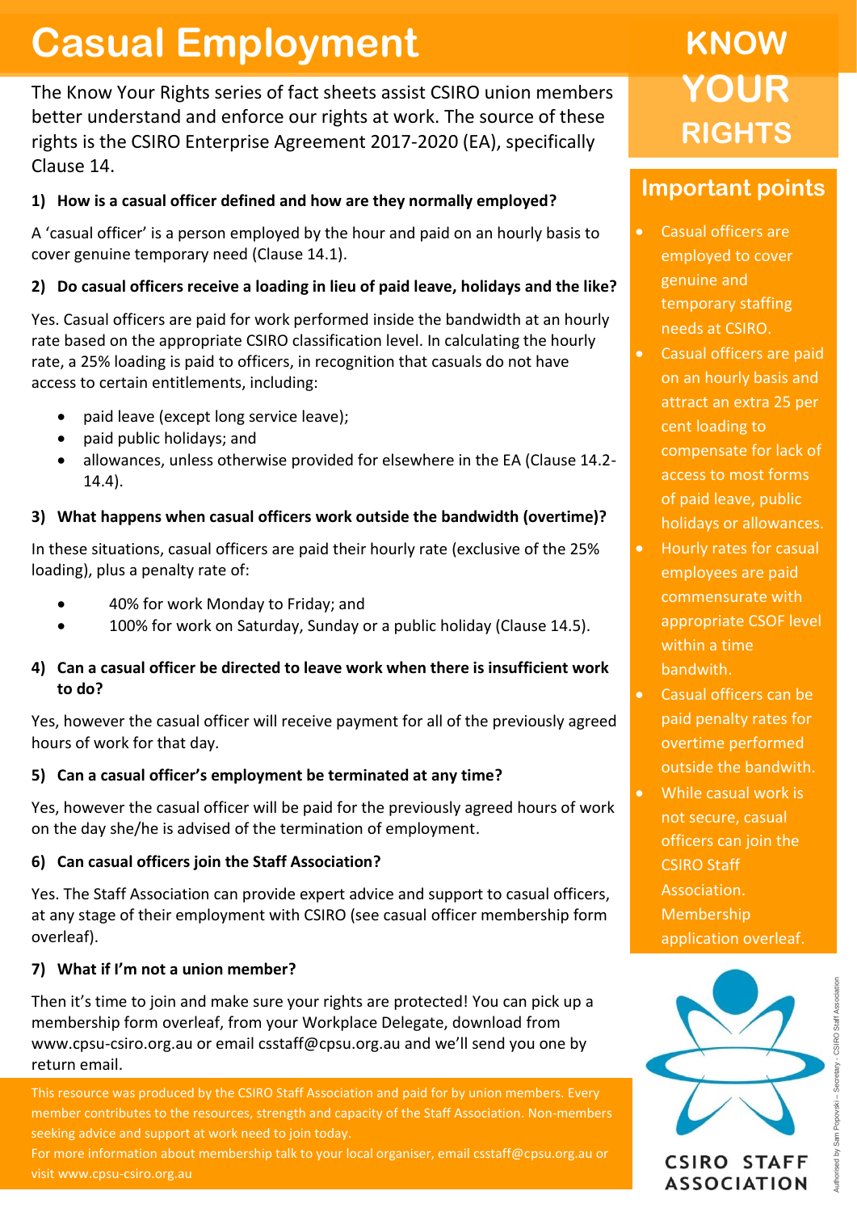# Casual Employment

**KNOW YOUR RIGHTS**

The Know Your Rights series of fact sheets assist CSIRO union members better understand and enforce our rights at work. The source of these rights is the CSIRO Enterprise Agreement 2017-2020 (EA), specifically Clause 14.

### 1) How is a casual officer defined and how are they normally employed?

A 'casual officer' is a person employed by the hour and paid on an hourly basis to cover genuine temporary need (Clause 14.1).

### 2) Do casual officers receive a loading in lieu of paid leave, holidays and the like?

Yes. Casual officers are paid for work performed inside the bandwidth at an hourly rate based on the appropriate CSIRO classification level. In calculating the hourly rate, a 25% loading is paid to officers, in recognition that casuals do not have access to certain entitlements, including:

- paid leave (except long service leave);
- paid public holidays; and
- allowances, unless otherwise provided for elsewhere in the EA (Clause 14.2-14.4).

### 3) What happens when casual officers work outside the bandwidth (overtime)?

In these situations, casual officers are paid their hourly rate (exclusive of the 25% loading), plus a penalty rate of:

- 40% for work Monday to Friday; and
- 100% for work on Saturday, Sunday or a public holiday (Clause 14.5).

### 4) Can a casual officer be directed to leave work when there is insufficient work to do?

Yes, however the casual officer will receive payment for all of the previously agreed hours of work for that day.

### 5) Can a casual officer's employment be terminated at any time?

Yes, however the casual officer will be paid for the previously agreed hours of work on the day she/he is advised of the termination of employment.

### 6) Can casual officers join the Staff Association?

Yes. The Staff Association can provide expert advice and support to casual officers, at any stage of their employment with CSIRO (see casual officer membership form overleaf).

### 7) What if I'm not a union member?

Then it's time to join and make sure your rights are protected! You can pick up a membership form overleaf, from your Workplace Delegate, download from www.cpsu-csiro.org.au or email csstaff@cpsu.org.au and we'll send you one by return email.

## Important points

- Casual officers are employed to cover genuine and temporary staffing needs at CSIRO.
- Casual officers are paid on an hourly basis and attract an extra 25 per cent loading to compensate for lack of access to most forms of paid leave, public holidays or allowances.
- Hourly rates for casual employees are paid commensurate with appropriate CSOF level within a time bandwidth.
- Casual officers can be paid penalty rates for overtime performed outside the bandwith.
- While casual work is not secure, casual officers can join the CSIRO Staff Association. Membership application overleaf.

This resource was produced by the CSIRO Staff Association and paid for by union members. Every member contributes to the resources, strength and capacity of the Staff Association. Non-members seeking advice and support at work need to join today.
For more information about membership talk to your local organiser, email csstaff@cpsu.org.au or visit www.cpsu-csiro.org.au

CSIRO STAFF ASSOCIATION

Authorised by Sam Popovski – Secretary - CSIRO Staff Association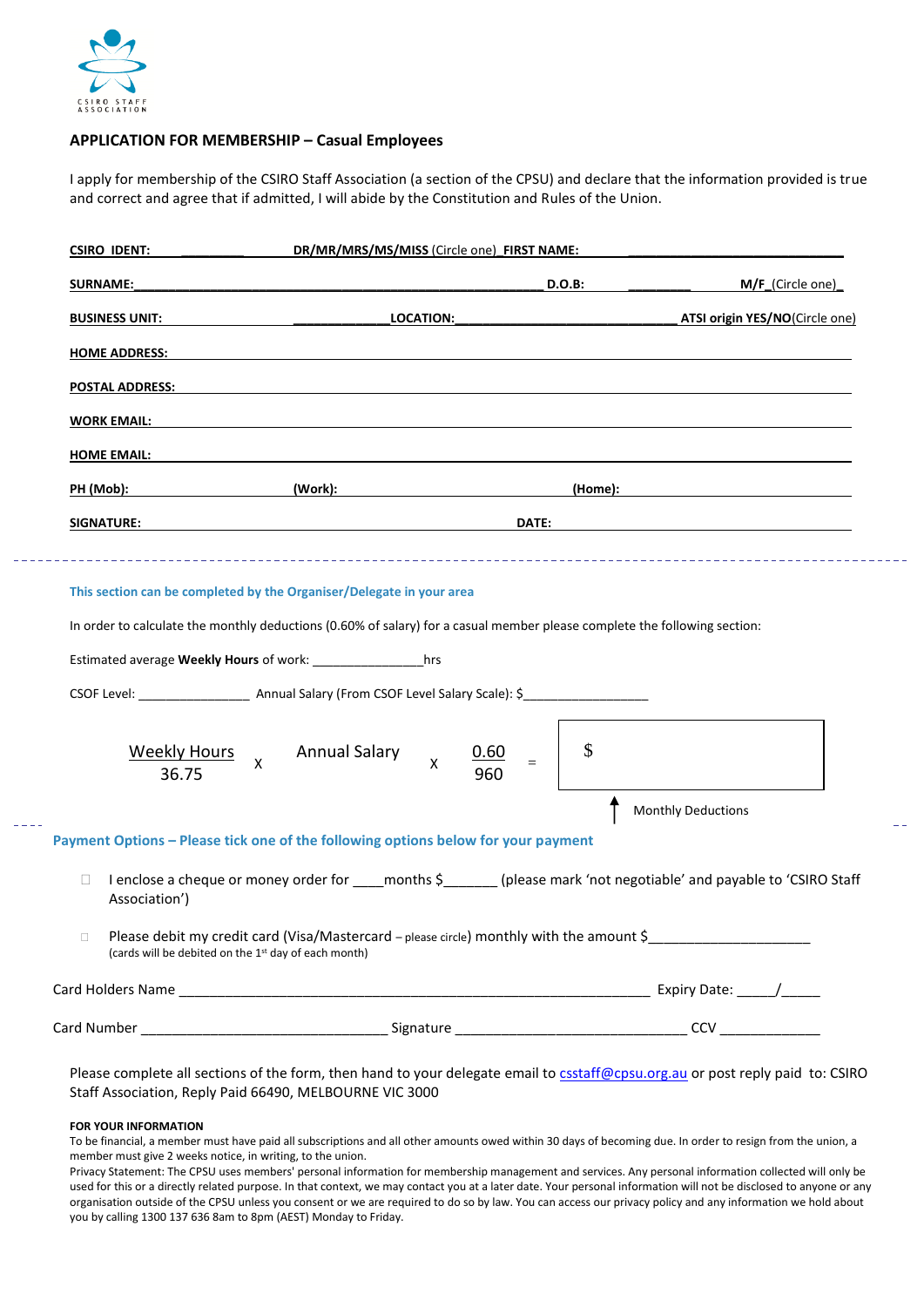CSIRO STAFF ASSOCIATION

## APPLICATION FOR MEMBERSHIP – Casual Employees

I apply for membership of the CSIRO Staff Association (a section of the CPSU) and declare that the information provided is true and correct and agree that if admitted, I will abide by the Constitution and Rules of the Union.

**CSIRO IDENT:** _________ **DR/MR/MRS/MS/MISS** (Circle one) **FIRST NAME:** ______________________________

**SURNAME:**__________________________________________________________ **D.O.B:** _________ **M/F** (Circle one)

**BUSINESS UNIT:** _____________ **LOCATION:**_______________________________ **ATSI origin YES/NO**(Circle one)

**HOME ADDRESS:** ______________________________________________________________________

**POSTAL ADDRESS:** ______________________________________________________________________

**WORK EMAIL:** ______________________________________________________________________

**HOME EMAIL:** ______________________________________________________________________

**PH (Mob):** ________________ **(Work):** ______________________ **(Home):** ______________________

**SIGNATURE:** ______________________________________ **DATE:** ______________________

---

**This section can be completed by the Organiser/Delegate in your area**

In order to calculate the monthly deductions (0.60% of salary) for a casual member please complete the following section:

Estimated average **Weekly Hours** of work: _______________hrs

CSOF Level: _______________ Annual Salary (From CSOF Level Salary Scale): $_________________

$$\frac{\text{Weekly Hours}}{36.75} \times \text{Annual Salary} \times \frac{0.60}{960} = \$ \_\_\_\_\_\_\_\_$$

↑ Monthly Deductions

---

**Payment Options – Please tick one of the following options below for your payment**

- ☐ I enclose a cheque or money order for ____months $_______ (please mark 'not negotiable' and payable to 'CSIRO Staff Association')
- ☐ Please debit my credit card (Visa/Mastercard – please circle) monthly with the amount $____________________
  (cards will be debited on the 1st day of each month)

Card Holders Name ______________________________________________________________ Expiry Date: _____/_____

Card Number ________________________________ Signature ______________________________ CCV _____________

Please complete all sections of the form, then hand to your delegate email to csstaff@cpsu.org.au or post reply paid to: CSIRO Staff Association, Reply Paid 66490, MELBOURNE VIC 3000

**FOR YOUR INFORMATION**

To be financial, a member must have paid all subscriptions and all other amounts owed within 30 days of becoming due. In order to resign from the union, a member must give 2 weeks notice, in writing, to the union.

Privacy Statement: The CPSU uses members' personal information for membership management and services. Any personal information collected will only be used for this or a directly related purpose. In that context, we may contact you at a later date. Your personal information will not be disclosed to anyone or any organisation outside of the CPSU unless you consent or we are required to do so by law. You can access our privacy policy and any information we hold about you by calling 1300 137 636 8am to 8pm (AEST) Monday to Friday.